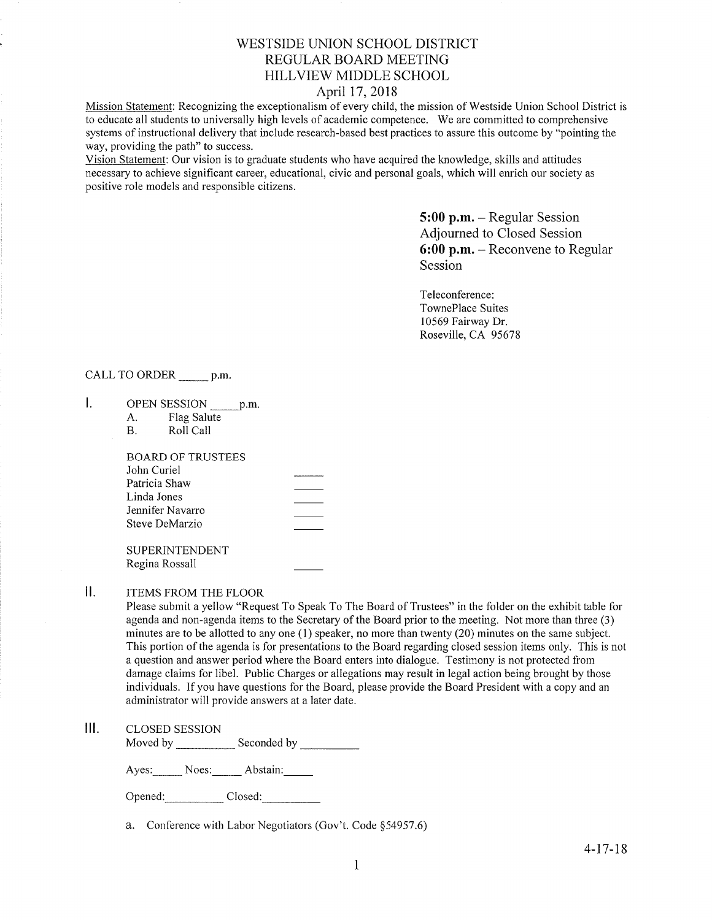# WESTSIDE UNION SCHOOL DISTRICT
## REGULAR BOARD MEETING
## HILLVIEW MIDDLE SCHOOL
### April 17, 2018

Mission Statement: Recognizing the exceptionalism of every child, the mission of Westside Union School District is to educate all students to universally high levels of academic competence. We are committed to comprehensive systems of instructional delivery that include research-based best practices to assure this outcome by "pointing the way, providing the path" to success.

Vision Statement: Our vision is to graduate students who have acquired the knowledge, skills and attitudes necessary to achieve significant career, educational, civic and personal goals, which will enrich our society as positive role models and responsible citizens.

**5:00 p.m.** – Regular Session Adjourned to Closed Session
**6:00 p.m.** – Reconvene to Regular Session

Teleconference:
TownePlace Suites
10569 Fairway Dr.
Roseville, CA 95678

CALL TO ORDER _____ p.m.

I. OPEN SESSION _____p.m.
   A. Flag Salute
   B. Roll Call

   BOARD OF TRUSTEES
   John Curiel _____
   Patricia Shaw _____
   Linda Jones _____
   Jennifer Navarro _____
   Steve DeMarzio _____

   SUPERINTENDENT
   Regina Rossall _____

II. ITEMS FROM THE FLOOR

Please submit a yellow "Request To Speak To The Board of Trustees" in the folder on the exhibit table for agenda and non-agenda items to the Secretary of the Board prior to the meeting. Not more than three (3) minutes are to be allotted to any one (1) speaker, no more than twenty (20) minutes on the same subject. This portion of the agenda is for presentations to the Board regarding closed session items only. This is not a question and answer period where the Board enters into dialogue. Testimony is not protected from damage claims for libel. Public Charges or allegations may result in legal action being brought by those individuals. If you have questions for the Board, please provide the Board President with a copy and an administrator will provide answers at a later date.

III. CLOSED SESSION

Moved by __________ Seconded by __________

Ayes:_____ Noes:_____ Abstain:_____

Opened:__________ Closed:__________

a. Conference with Labor Negotiators (Gov't. Code §54957.6)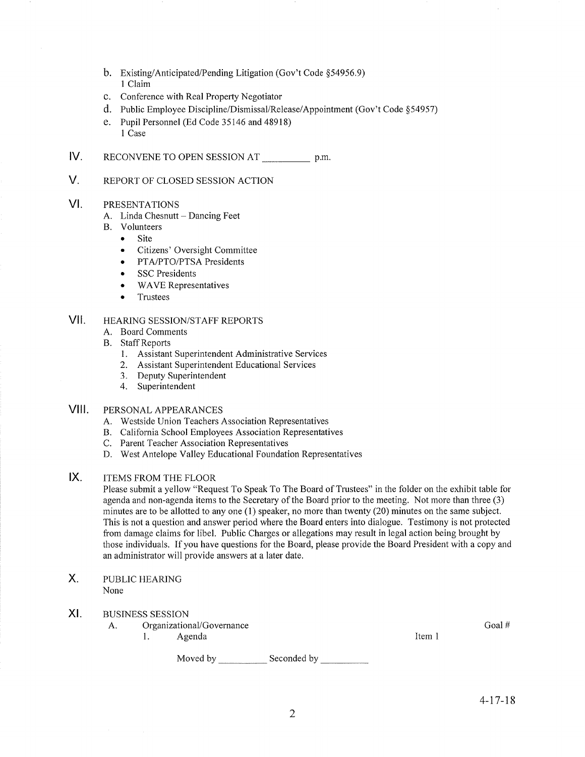b. Existing/Anticipated/Pending Litigation (Gov't Code §54956.9)
   1 Claim

c. Conference with Real Property Negotiator

d. Public Employee Discipline/Dismissal/Release/Appointment (Gov't Code §54957)

e. Pupil Personnel (Ed Code 35146 and 48918)
   1 Case

## IV. RECONVENE TO OPEN SESSION AT __________ p.m.

## V. REPORT OF CLOSED SESSION ACTION

## VI. PRESENTATIONS

A. Linda Chesnutt – Dancing Feet

B. Volunteers
   - Site
   - Citizens' Oversight Committee
   - PTA/PTO/PTSA Presidents
   - SSC Presidents
   - WAVE Representatives
   - Trustees

## VII. HEARING SESSION/STAFF REPORTS

A. Board Comments

B. Staff Reports
   1. Assistant Superintendent Administrative Services
   2. Assistant Superintendent Educational Services
   3. Deputy Superintendent
   4. Superintendent

## VIII. PERSONAL APPEARANCES

A. Westside Union Teachers Association Representatives

B. California School Employees Association Representatives

C. Parent Teacher Association Representatives

D. West Antelope Valley Educational Foundation Representatives

## IX. ITEMS FROM THE FLOOR

Please submit a yellow "Request To Speak To The Board of Trustees" in the folder on the exhibit table for agenda and non-agenda items to the Secretary of the Board prior to the meeting. Not more than three (3) minutes are to be allotted to any one (1) speaker, no more than twenty (20) minutes on the same subject. This is not a question and answer period where the Board enters into dialogue. Testimony is not protected from damage claims for libel. Public Charges or allegations may result in legal action being brought by those individuals. If you have questions for the Board, please provide the Board President with a copy and an administrator will provide answers at a later date.

## X. PUBLIC HEARING

None

## XI. BUSINESS SESSION

A. Organizational/Governance — Goal #

   1. Agenda — Item 1

      Moved by __________ Seconded by __________

4-17-18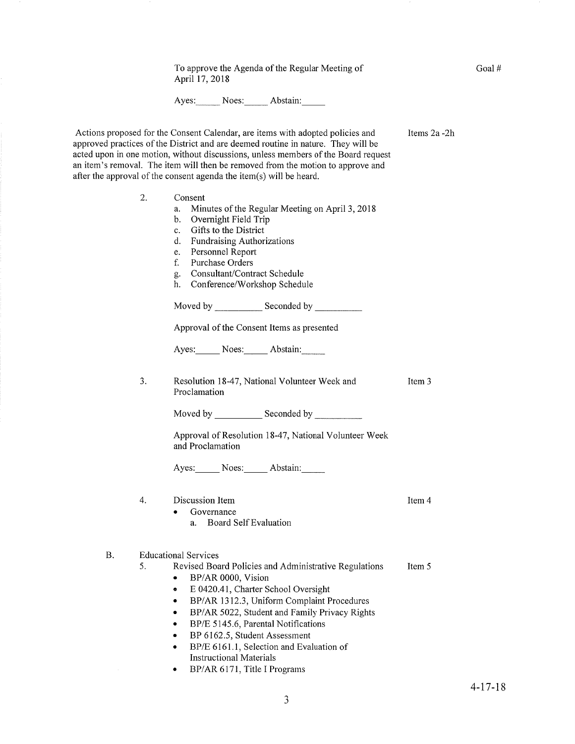To approve the Agenda of the Regular Meeting of April 17, 2018

Goal #

Ayes:_____ Noes:_____ Abstain:_____

Actions proposed for the Consent Calendar, are items with adopted policies and approved practices of the District and are deemed routine in nature. They will be acted upon in one motion, without discussions, unless members of the Board request an item's removal. The item will then be removed from the motion to approve and after the approval of the consent agenda the item(s) will be heard.

Items 2a -2h

2. Consent
   a. Minutes of the Regular Meeting on April 3, 2018
   b. Overnight Field Trip
   c. Gifts to the District
   d. Fundraising Authorizations
   e. Personnel Report
   f. Purchase Orders
   g. Consultant/Contract Schedule
   h. Conference/Workshop Schedule

   Moved by __________ Seconded by __________

   Approval of the Consent Items as presented

   Ayes:_____ Noes:_____ Abstain:_____

3. Resolution 18-47, National Volunteer Week and Proclamation

   Item 3

   Moved by __________ Seconded by __________

   Approval of Resolution 18-47, National Volunteer Week and Proclamation

   Ayes:_____ Noes:_____ Abstain:_____

4. Discussion Item

   Item 4

   - Governance
     a. Board Self Evaluation

B. Educational Services

5. Revised Board Policies and Administrative Regulations

   Item 5

   - BP/AR 0000, Vision
   - E 0420.41, Charter School Oversight
   - BP/AR 1312.3, Uniform Complaint Procedures
   - BP/AR 5022, Student and Family Privacy Rights
   - BP/E 5145.6, Parental Notifications
   - BP 6162.5, Student Assessment
   - BP/E 6161.1, Selection and Evaluation of Instructional Materials
   - BP/AR 6171, Title I Programs

4-17-18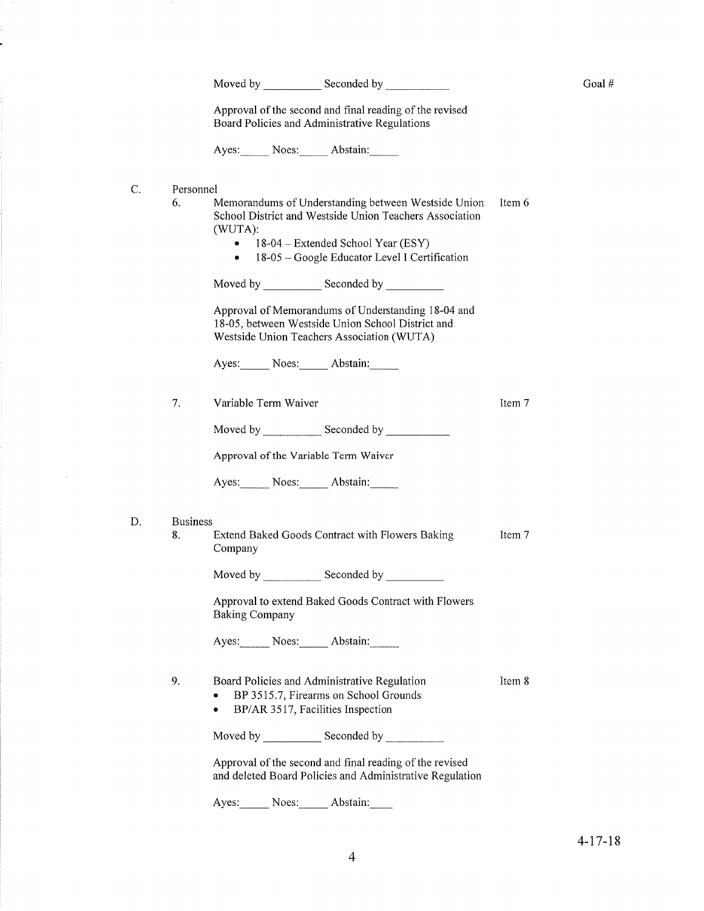Moved by __________ Seconded by __________ Goal #

Approval of the second and final reading of the revised Board Policies and Administrative Regulations

Ayes:_____ Noes:_____ Abstain:_____

C. Personnel

6. Memorandums of Understanding between Westside Union School District and Westside Union Teachers Association (WUTA): Item 6
   - 18-04 – Extended School Year (ESY)
   - 18-05 – Google Educator Level I Certification

   Moved by __________ Seconded by __________

   Approval of Memorandums of Understanding 18-04 and 18-05, between Westside Union School District and Westside Union Teachers Association (WUTA)

   Ayes:_____ Noes:_____ Abstain:_____

7. Variable Term Waiver Item 7

   Moved by __________ Seconded by __________

   Approval of the Variable Term Waiver

   Ayes:_____ Noes:_____ Abstain:_____

D. Business

8. Extend Baked Goods Contract with Flowers Baking Company Item 7

   Moved by __________ Seconded by __________

   Approval to extend Baked Goods Contract with Flowers Baking Company

   Ayes:_____ Noes:_____ Abstain:_____

9. Board Policies and Administrative Regulation Item 8
   - BP 3515.7, Firearms on School Grounds
   - BP/AR 3517, Facilities Inspection

   Moved by __________ Seconded by __________

   Approval of the second and final reading of the revised and deleted Board Policies and Administrative Regulation

   Ayes:_____ Noes:_____ Abstain:____

4-17-18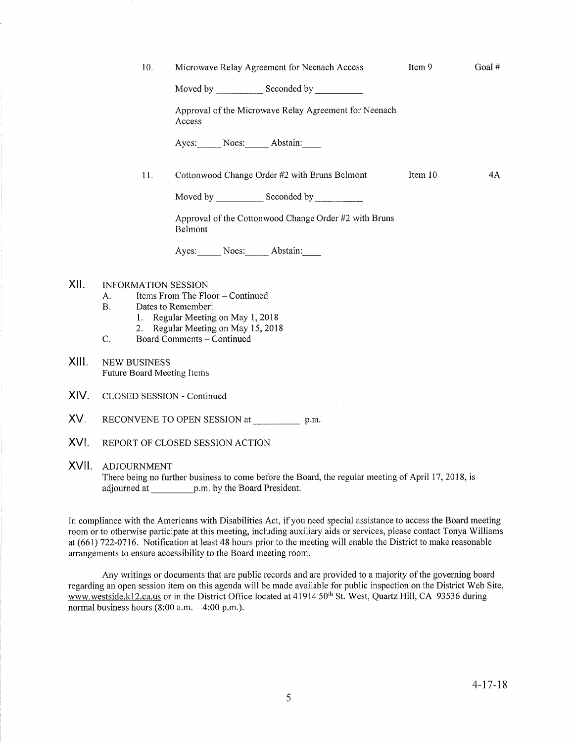10. Microwave Relay Agreement for Neenach Access — Item 9 — Goal #

    Moved by __________ Seconded by __________

    Approval of the Microwave Relay Agreement for Neenach Access

    Ayes:_____ Noes:_____ Abstain:____

11. Cottonwood Change Order #2 with Bruns Belmont — Item 10 — 4A

    Moved by __________ Seconded by __________

    Approval of the Cottonwood Change Order #2 with Bruns Belmont

    Ayes:_____ Noes:_____ Abstain:____

## XII. INFORMATION SESSION

A. Items From The Floor – Continued

B. Dates to Remember:
   1. Regular Meeting on May 1, 2018
   2. Regular Meeting on May 15, 2018

C. Board Comments – Continued

## XIII. NEW BUSINESS

Future Board Meeting Items

## XIV. CLOSED SESSION - Continued

## XV. RECONVENE TO OPEN SESSION at __________ p.m.

## XVI. REPORT OF CLOSED SESSION ACTION

## XVII. ADJOURNMENT

There being no further business to come before the Board, the regular meeting of April 17, 2018, is adjourned at _________p.m. by the Board President.

In compliance with the Americans with Disabilities Act, if you need special assistance to access the Board meeting room or to otherwise participate at this meeting, including auxiliary aids or services, please contact Tonya Williams at (661) 722-0716. Notification at least 48 hours prior to the meeting will enable the District to make reasonable arrangements to ensure accessibility to the Board meeting room.

Any writings or documents that are public records and are provided to a majority of the governing board regarding an open session item on this agenda will be made available for public inspection on the District Web Site, www.westside.k12.ca.us or in the District Office located at 41914 50th St. West, Quartz Hill, CA 93536 during normal business hours (8:00 a.m. – 4:00 p.m.).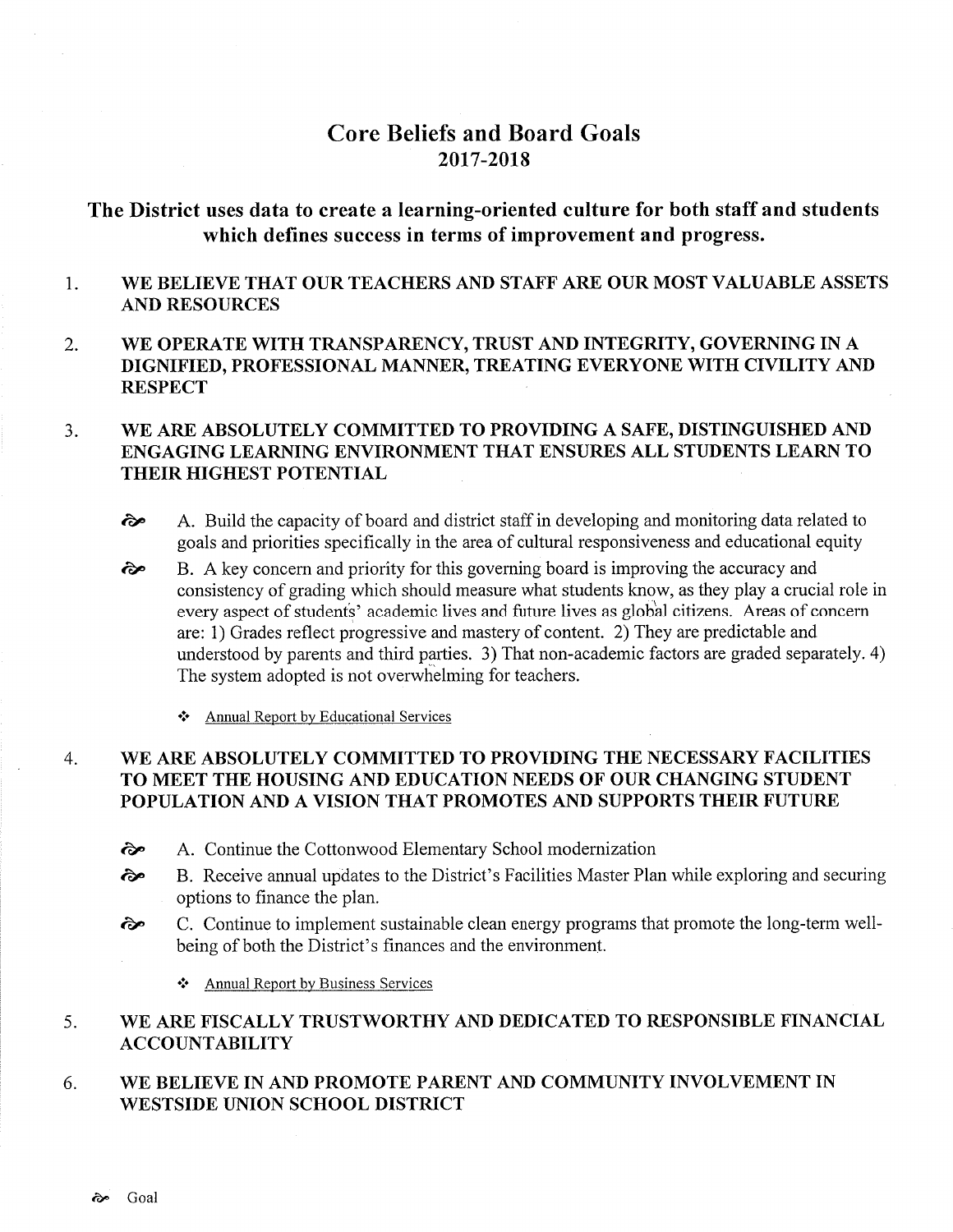# Core Beliefs and Board Goals
## 2017-2018

### The District uses data to create a learning-oriented culture for both staff and students which defines success in terms of improvement and progress.

1. **WE BELIEVE THAT OUR TEACHERS AND STAFF ARE OUR MOST VALUABLE ASSETS AND RESOURCES**

2. **WE OPERATE WITH TRANSPARENCY, TRUST AND INTEGRITY, GOVERNING IN A DIGNIFIED, PROFESSIONAL MANNER, TREATING EVERYONE WITH CIVILITY AND RESPECT**

3. **WE ARE ABSOLUTELY COMMITTED TO PROVIDING A SAFE, DISTINGUISHED AND ENGAGING LEARNING ENVIRONMENT THAT ENSURES ALL STUDENTS LEARN TO THEIR HIGHEST POTENTIAL**

   - ⤳ A. Build the capacity of board and district staff in developing and monitoring data related to goals and priorities specifically in the area of cultural responsiveness and educational equity
   - ⤳ B. A key concern and priority for this governing board is improving the accuracy and consistency of grading which should measure what students know, as they play a crucial role in every aspect of students' academic lives and future lives as global citizens. Areas of concern are: 1) Grades reflect progressive and mastery of content. 2) They are predictable and understood by parents and third parties. 3) That non-academic factors are graded separately. 4) The system adopted is not overwhelming for teachers.

     - ❖ Annual Report by Educational Services

4. **WE ARE ABSOLUTELY COMMITTED TO PROVIDING THE NECESSARY FACILITIES TO MEET THE HOUSING AND EDUCATION NEEDS OF OUR CHANGING STUDENT POPULATION AND A VISION THAT PROMOTES AND SUPPORTS THEIR FUTURE**

   - ⤳ A. Continue the Cottonwood Elementary School modernization
   - ⤳ B. Receive annual updates to the District's Facilities Master Plan while exploring and securing options to finance the plan.
   - ⤳ C. Continue to implement sustainable clean energy programs that promote the long-term well-being of both the District's finances and the environment.

     - ❖ Annual Report by Business Services

5. **WE ARE FISCALLY TRUSTWORTHY AND DEDICATED TO RESPONSIBLE FINANCIAL ACCOUNTABILITY**

6. **WE BELIEVE IN AND PROMOTE PARENT AND COMMUNITY INVOLVEMENT IN WESTSIDE UNION SCHOOL DISTRICT**

⤳ Goal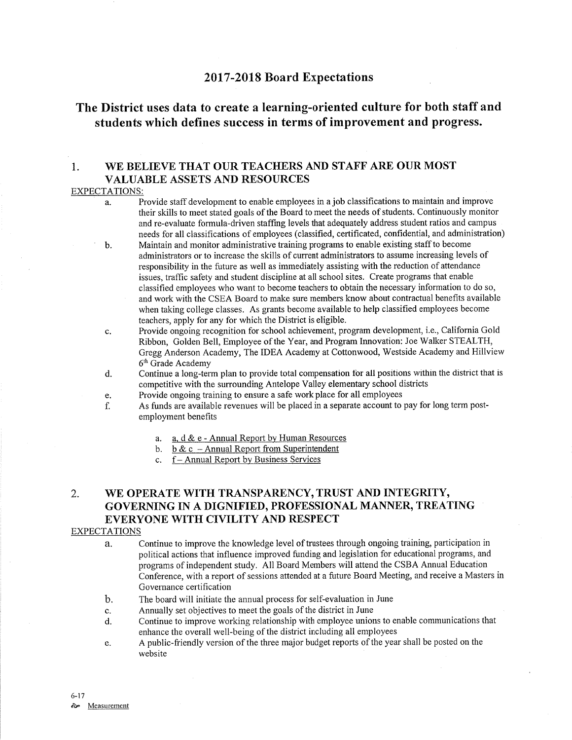# 2017-2018 Board Expectations

## The District uses data to create a learning-oriented culture for both staff and students which defines success in terms of improvement and progress.

### 1. WE BELIEVE THAT OUR TEACHERS AND STAFF ARE OUR MOST VALUABLE ASSETS AND RESOURCES

EXPECTATIONS:

a. Provide staff development to enable employees in a job classifications to maintain and improve their skills to meet stated goals of the Board to meet the needs of students. Continuously monitor and re-evaluate formula-driven staffing levels that adequately address student ratios and campus needs for all classifications of employees (classified, certificated, confidential, and administration)

b. Maintain and monitor administrative training programs to enable existing staff to become administrators or to increase the skills of current administrators to assume increasing levels of responsibility in the future as well as immediately assisting with the reduction of attendance issues, traffic safety and student discipline at all school sites. Create programs that enable classified employees who want to become teachers to obtain the necessary information to do so, and work with the CSEA Board to make sure members know about contractual benefits available when taking college classes. As grants become available to help classified employees become teachers, apply for any for which the District is eligible.

c. Provide ongoing recognition for school achievement, program development, i.e., California Gold Ribbon, Golden Bell, Employee of the Year, and Program Innovation: Joe Walker STEALTH, Gregg Anderson Academy, The IDEA Academy at Cottonwood, Westside Academy and Hillview 6th Grade Academy

d. Continue a long-term plan to provide total compensation for all positions within the district that is competitive with the surrounding Antelope Valley elementary school districts

e. Provide ongoing training to ensure a safe work place for all employees

f. As funds are available revenues will be placed in a separate account to pay for long term post-employment benefits

   a. a, d & e - Annual Report by Human Resources
   b. b & c – Annual Report from Superintendent
   c. f – Annual Report by Business Services

### 2. WE OPERATE WITH TRANSPARENCY, TRUST AND INTEGRITY, GOVERNING IN A DIGNIFIED, PROFESSIONAL MANNER, TREATING EVERYONE WITH CIVILITY AND RESPECT

EXPECTATIONS

a. Continue to improve the knowledge level of trustees through ongoing training, participation in political actions that influence improved funding and legislation for educational programs, and programs of independent study. All Board Members will attend the CSBA Annual Education Conference, with a report of sessions attended at a future Board Meeting, and receive a Masters in Governance certification

b. The board will initiate the annual process for self-evaluation in June

c. Annually set objectives to meet the goals of the district in June

d. Continue to improve working relationship with employee unions to enable communications that enhance the overall well-being of the district including all employees

e. A public-friendly version of the three major budget reports of the year shall be posted on the website

6-17
Measurement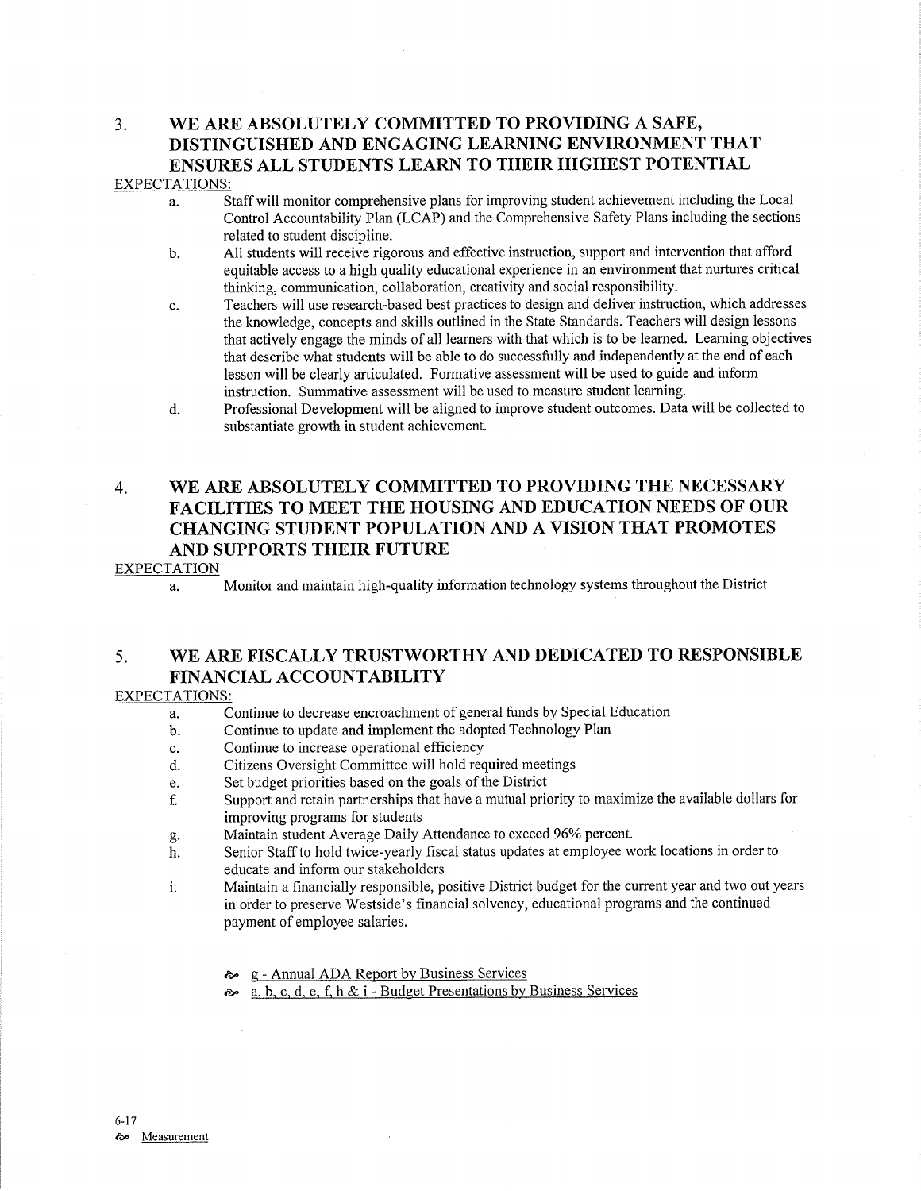## 3. WE ARE ABSOLUTELY COMMITTED TO PROVIDING A SAFE, DISTINGUISHED AND ENGAGING LEARNING ENVIRONMENT THAT ENSURES ALL STUDENTS LEARN TO THEIR HIGHEST POTENTIAL

EXPECTATIONS:

a. Staff will monitor comprehensive plans for improving student achievement including the Local Control Accountability Plan (LCAP) and the Comprehensive Safety Plans including the sections related to student discipline.

b. All students will receive rigorous and effective instruction, support and intervention that afford equitable access to a high quality educational experience in an environment that nurtures critical thinking, communication, collaboration, creativity and social responsibility.

c. Teachers will use research-based best practices to design and deliver instruction, which addresses the knowledge, concepts and skills outlined in the State Standards. Teachers will design lessons that actively engage the minds of all learners with that which is to be learned. Learning objectives that describe what students will be able to do successfully and independently at the end of each lesson will be clearly articulated. Formative assessment will be used to guide and inform instruction. Summative assessment will be used to measure student learning.

d. Professional Development will be aligned to improve student outcomes. Data will be collected to substantiate growth in student achievement.

## 4. WE ARE ABSOLUTELY COMMITTED TO PROVIDING THE NECESSARY FACILITIES TO MEET THE HOUSING AND EDUCATION NEEDS OF OUR CHANGING STUDENT POPULATION AND A VISION THAT PROMOTES AND SUPPORTS THEIR FUTURE

EXPECTATION

a. Monitor and maintain high-quality information technology systems throughout the District

## 5. WE ARE FISCALLY TRUSTWORTHY AND DEDICATED TO RESPONSIBLE FINANCIAL ACCOUNTABILITY

EXPECTATIONS:

a. Continue to decrease encroachment of general funds by Special Education

b. Continue to update and implement the adopted Technology Plan

c. Continue to increase operational efficiency

d. Citizens Oversight Committee will hold required meetings

e. Set budget priorities based on the goals of the District

f. Support and retain partnerships that have a mutual priority to maximize the available dollars for improving programs for students

g. Maintain student Average Daily Attendance to exceed 96% percent.

h. Senior Staff to hold twice-yearly fiscal status updates at employee work locations in order to educate and inform our stakeholders

i. Maintain a financially responsible, positive District budget for the current year and two out years in order to preserve Westside's financial solvency, educational programs and the continued payment of employee salaries.

- g - Annual ADA Report by Business Services
- a, b, c, d, e, f, h & i - Budget Presentations by Business Services

6-17

Measurement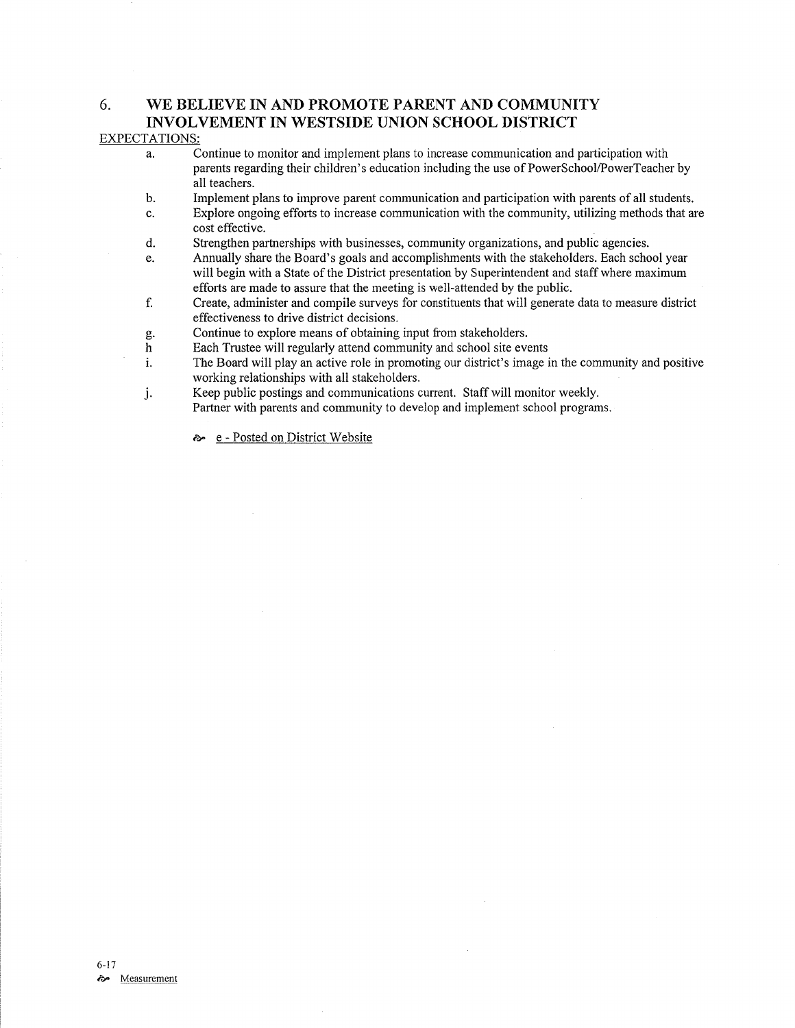## 6. WE BELIEVE IN AND PROMOTE PARENT AND COMMUNITY INVOLVEMENT IN WESTSIDE UNION SCHOOL DISTRICT

EXPECTATIONS:

a. Continue to monitor and implement plans to increase communication and participation with parents regarding their children's education including the use of PowerSchool/PowerTeacher by all teachers.

b. Implement plans to improve parent communication and participation with parents of all students.

c. Explore ongoing efforts to increase communication with the community, utilizing methods that are cost effective.

d. Strengthen partnerships with businesses, community organizations, and public agencies.

e. Annually share the Board's goals and accomplishments with the stakeholders. Each school year will begin with a State of the District presentation by Superintendent and staff where maximum efforts are made to assure that the meeting is well-attended by the public.

f. Create, administer and compile surveys for constituents that will generate data to measure district effectiveness to drive district decisions.

g. Continue to explore means of obtaining input from stakeholders.

h Each Trustee will regularly attend community and school site events

i. The Board will play an active role in promoting our district's image in the community and positive working relationships with all stakeholders.

j. Keep public postings and communications current. Staff will monitor weekly.
Partner with parents and community to develop and implement school programs.

&nbsp;&nbsp;&nbsp;&nbsp;e - Posted on District Website

6-17

Measurement